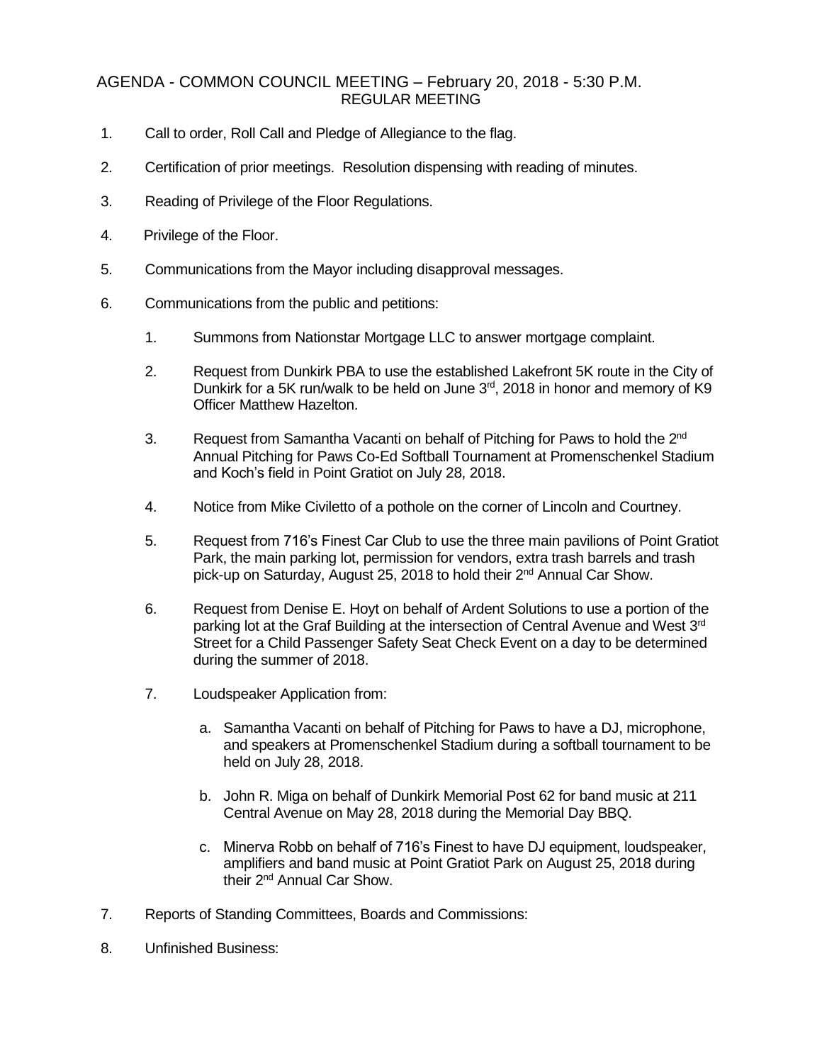# AGENDA - COMMON COUNCIL MEETING – February 20, 2018 - 5:30 P.M.
## REGULAR MEETING

1. Call to order, Roll Call and Pledge of Allegiance to the flag.

2. Certification of prior meetings. Resolution dispensing with reading of minutes.

3. Reading of Privilege of the Floor Regulations.

4. Privilege of the Floor.

5. Communications from the Mayor including disapproval messages.

6. Communications from the public and petitions:

    1. Summons from Nationstar Mortgage LLC to answer mortgage complaint.

    2. Request from Dunkirk PBA to use the established Lakefront 5K route in the City of Dunkirk for a 5K run/walk to be held on June 3rd, 2018 in honor and memory of K9 Officer Matthew Hazelton.

    3. Request from Samantha Vacanti on behalf of Pitching for Paws to hold the 2nd Annual Pitching for Paws Co-Ed Softball Tournament at Promenschenkel Stadium and Koch's field in Point Gratiot on July 28, 2018.

    4. Notice from Mike Civiletto of a pothole on the corner of Lincoln and Courtney.

    5. Request from 716's Finest Car Club to use the three main pavilions of Point Gratiot Park, the main parking lot, permission for vendors, extra trash barrels and trash pick-up on Saturday, August 25, 2018 to hold their 2nd Annual Car Show.

    6. Request from Denise E. Hoyt on behalf of Ardent Solutions to use a portion of the parking lot at the Graf Building at the intersection of Central Avenue and West 3rd Street for a Child Passenger Safety Seat Check Event on a day to be determined during the summer of 2018.

    7. Loudspeaker Application from:

        a. Samantha Vacanti on behalf of Pitching for Paws to have a DJ, microphone, and speakers at Promenschenkel Stadium during a softball tournament to be held on July 28, 2018.

        b. John R. Miga on behalf of Dunkirk Memorial Post 62 for band music at 211 Central Avenue on May 28, 2018 during the Memorial Day BBQ.

        c. Minerva Robb on behalf of 716's Finest to have DJ equipment, loudspeaker, amplifiers and band music at Point Gratiot Park on August 25, 2018 during their 2nd Annual Car Show.

7. Reports of Standing Committees, Boards and Commissions:

8. Unfinished Business: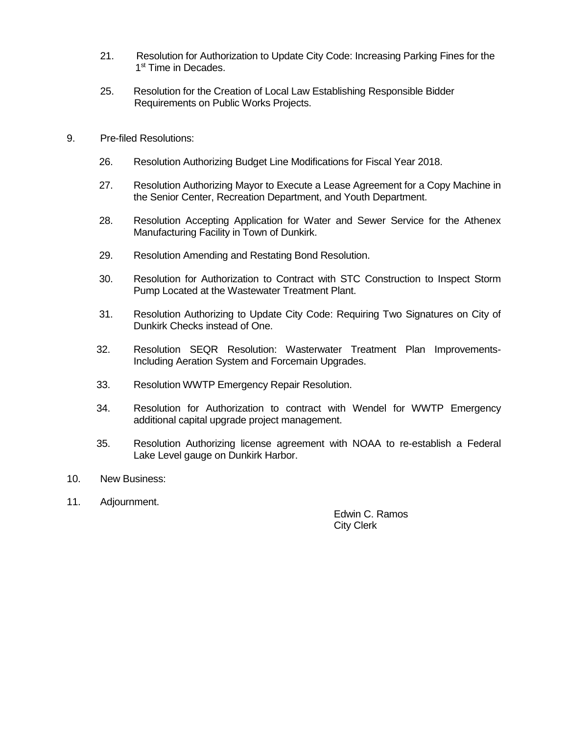21. Resolution for Authorization to Update City Code: Increasing Parking Fines for the 1st Time in Decades.

25. Resolution for the Creation of Local Law Establishing Responsible Bidder Requirements on Public Works Projects.

9. Pre-filed Resolutions:

26. Resolution Authorizing Budget Line Modifications for Fiscal Year 2018.

27. Resolution Authorizing Mayor to Execute a Lease Agreement for a Copy Machine in the Senior Center, Recreation Department, and Youth Department.

28. Resolution Accepting Application for Water and Sewer Service for the Athenex Manufacturing Facility in Town of Dunkirk.

29. Resolution Amending and Restating Bond Resolution.

30. Resolution for Authorization to Contract with STC Construction to Inspect Storm Pump Located at the Wastewater Treatment Plant.

31. Resolution Authorizing to Update City Code: Requiring Two Signatures on City of Dunkirk Checks instead of One.

32. Resolution SEQR Resolution: Wasterwater Treatment Plan Improvements-Including Aeration System and Forcemain Upgrades.

33. Resolution WWTP Emergency Repair Resolution.

34. Resolution for Authorization to contract with Wendel for WWTP Emergency additional capital upgrade project management.

35. Resolution Authorizing license agreement with NOAA to re-establish a Federal Lake Level gauge on Dunkirk Harbor.

10. New Business:

11. Adjournment.

Edwin C. Ramos
City Clerk